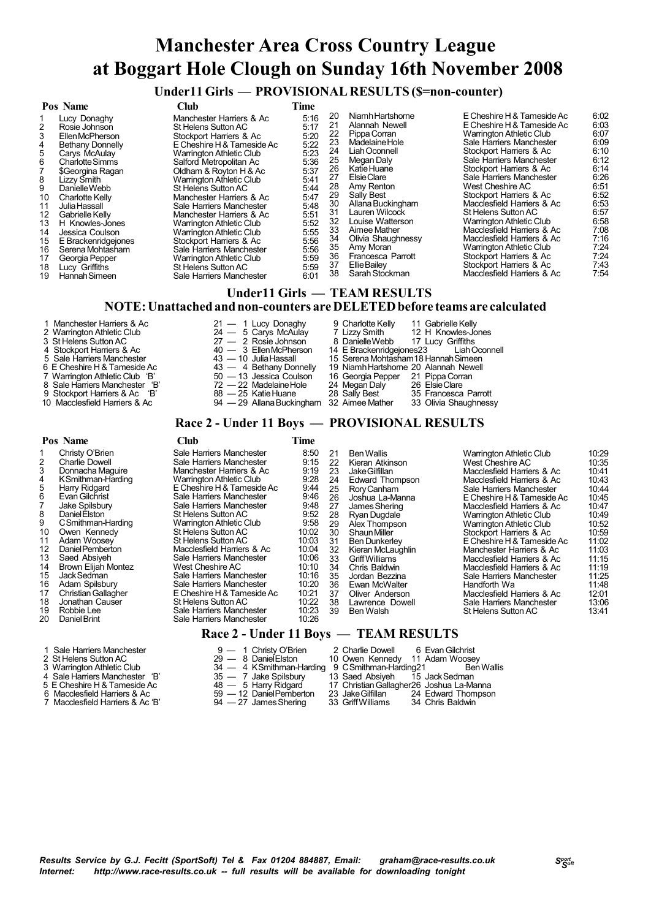# Manchester Area Cross Country League at Boggart Hole Clough on Sunday 16th November 2008

## Under11 Girls — PROVISIONAL RESULTS ($=non-counter)

| Pos | Name | Club | Time |
|---|---|---|---|
| 1 | Lucy Donaghy | Manchester Harriers & Ac | 5:16 |
| 2 | Rosie Johnson | St Helens Sutton AC | 5:17 |
| 3 | Ellen McPherson | Stockport Harriers & Ac | 5:20 |
| 4 | Bethany Donnelly | E Cheshire H & Tameside Ac | 5:22 |
| 5 | Carys McAulay | Warrington Athletic Club | 5:23 |
| 6 | Charlotte Simms | Salford Metropolitan Ac | 5:36 |
| 7 | $Georgina Ragan | Oldham & Royton H & Ac | 5:37 |
| 8 | Lizzy Smith | Warrington Athletic Club | 5:41 |
| 9 | Danielle Webb | St Helens Sutton AC | 5:44 |
| 10 | Charlotte Kelly | Manchester Harriers & Ac | 5:47 |
| 11 | Julia Hassall | Sale Harriers Manchester | 5:48 |
| 12 | Gabrielle Kelly | Manchester Harriers & Ac | 5:51 |
| 13 | H Knowles-Jones | Warrington Athletic Club | 5:52 |
| 14 | Jessica Coulson | Warrington Athletic Club | 5:55 |
| 15 | E Brackenridgejones | Stockport Harriers & Ac | 5:56 |
| 16 | Serena Mohtasham | Sale Harriers Manchester | 5:56 |
| 17 | Georgia Pepper | Warrington Athletic Club | 5:59 |
| 18 | Lucy Griffiths | St Helens Sutton AC | 5:59 |
| 19 | Hannah Simeen | Sale Harriers Manchester | 6:01 |
| 20 | Niamh Hartshorne | E Cheshire H & Tameside Ac | 6:02 |
| 21 | Alannah Newell | E Cheshire H & Tameside Ac | 6:03 |
| 22 | Pippa Corran | Warrington Athletic Club | 6:07 |
| 23 | Madelaine Hole | Sale Harriers Manchester | 6:09 |
| 24 | Liah Oconnell | Stockport Harriers & Ac | 6:10 |
| 25 | Megan Daly | Sale Harriers Manchester | 6:12 |
| 26 | Katie Huane | Stockport Harriers & Ac | 6:14 |
| 27 | Elsie Clare | Sale Harriers Manchester | 6:26 |
| 28 | Amy Renton | West Cheshire AC | 6:51 |
| 29 | Sally Best | Stockport Harriers & Ac | 6:52 |
| 30 | Allana Buckingham | Macclesfield Harriers & Ac | 6:53 |
| 31 | Lauren Wilcock | St Helens Sutton AC | 6:57 |
| 32 | Louise Watterson | Warrington Athletic Club | 6:58 |
| 33 | Aimee Mather | Macclesfield Harriers & Ac | 7:08 |
| 34 | Olivia Shaughnessy | Macclesfield Harriers & Ac | 7:16 |
| 35 | Amy Moran | Warrington Athletic Club | 7:24 |
| 36 | Francesca Parrott | Stockport Harriers & Ac | 7:24 |
| 37 | Ellie Bailey | Stockport Harriers & Ac | 7:43 |
| 38 | Sarah Stockman | Macclesfield Harriers & Ac | 7:54 |

## Under11 Girls — TEAM RESULTS

**NOTE: Unattached and non-counters are DELETED before teams are calculated**

| Pos | Team | Points | Runners | | |
|---|---|---|---|---|---|
| 1 | Manchester Harriers & Ac | 21 | 1 Lucy Donaghy | 9 Charlotte Kelly | 11 Gabrielle Kelly |
| 2 | Warrington Athletic Club | 24 | 5 Carys McAulay | 7 Lizzy Smith | 12 H Knowles-Jones |
| 3 | St Helens Sutton AC | 27 | 2 Rosie Johnson | 8 Danielle Webb | 17 Lucy Griffiths |
| 4 | Stockport Harriers & Ac | 40 | 3 Ellen McPherson | 14 E Brackenridgejones | 23 Liah Oconnell |
| 5 | Sale Harriers Manchester | 43 | 10 Julia Hassall | 15 Serena Mohtasham | 18 Hannah Simeen |
| 6 | E Cheshire H & Tameside Ac | 43 | 4 Bethany Donnelly | 19 Niamh Hartshorne | 20 Alannah Newell |
| 7 | Warrington Athletic Club 'B' | 50 | 13 Jessica Coulson | 16 Georgia Pepper | 21 Pippa Corran |
| 8 | Sale Harriers Manchester 'B' | 72 | 22 Madelaine Hole | 24 Megan Daly | 26 Elsie Clare |
| 9 | Stockport Harriers & Ac 'B' | 88 | 25 Katie Huane | 28 Sally Best | 35 Francesca Parrott |
| 10 | Macclesfield Harriers & Ac | 94 | 29 Allana Buckingham | 32 Aimee Mather | 33 Olivia Shaughnessy |

## Race 2 - Under 11 Boys — PROVISIONAL RESULTS

| Pos | Name | Club | Time |
|---|---|---|---|
| 1 | Christy O'Brien | Sale Harriers Manchester | 8:50 |
| 2 | Charlie Dowell | Sale Harriers Manchester | 9:15 |
| 3 | Donnacha Maguire | Manchester Harriers & Ac | 9:19 |
| 4 | K Smithman-Harding | Warrington Athletic Club | 9:28 |
| 5 | Harry Ridgard | E Cheshire H & Tameside Ac | 9:44 |
| 6 | Evan Gilchrist | Sale Harriers Manchester | 9:46 |
| 7 | Jake Spilsbury | Sale Harriers Manchester | 9:48 |
| 8 | Daniel Elston | St Helens Sutton AC | 9:52 |
| 9 | C Smithman-Harding | Warrington Athletic Club | 9:58 |
| 10 | Owen Kennedy | St Helens Sutton AC | 10:02 |
| 11 | Adam Woosey | St Helens Sutton AC | 10:03 |
| 12 | Daniel Pemberton | Macclesfield Harriers & Ac | 10:04 |
| 13 | Saed Absiyeh | Sale Harriers Manchester | 10:06 |
| 14 | Brown Elijah Montez | West Cheshire AC | 10:10 |
| 15 | Jack Sedman | Sale Harriers Manchester | 10:16 |
| 16 | Adam Spilsbury | Sale Harriers Manchester | 10:20 |
| 17 | Christian Gallagher | E Cheshire H & Tameside Ac | 10:21 |
| 18 | Jonathan Causer | St Helens Sutton AC | 10:22 |
| 19 | Robbie Lee | Sale Harriers Manchester | 10:23 |
| 20 | Daniel Brint | Sale Harriers Manchester | 10:26 |
| 21 | Ben Wallis | Warrington Athletic Club | 10:29 |
| 22 | Kieran Atkinson | West Cheshire AC | 10:35 |
| 23 | Jake Gilfillan | Macclesfield Harriers & Ac | 10:41 |
| 24 | Edward Thompson | Macclesfield Harriers & Ac | 10:43 |
| 25 | Rory Canham | Sale Harriers Manchester | 10:44 |
| 26 | Joshua La-Manna | E Cheshire H & Tameside Ac | 10:45 |
| 27 | James Shering | Macclesfield Harriers & Ac | 10:47 |
| 28 | Ryan Dugdale | Warrington Athletic Club | 10:49 |
| 29 | Alex Thompson | Warrington Athletic Club | 10:52 |
| 30 | Shaun Miller | Stockport Harriers & Ac | 10:59 |
| 31 | Ben Dunkerley | E Cheshire H & Tameside Ac | 11:02 |
| 32 | Kieran McLaughlin | Manchester Harriers & Ac | 11:03 |
| 33 | Griff Williams | Macclesfield Harriers & Ac | 11:15 |
| 34 | Chris Baldwin | Macclesfield Harriers & Ac | 11:19 |
| 35 | Jordan Bezzina | Sale Harriers Manchester | 11:25 |
| 36 | Ewan McWalter | Handforth Wa | 11:48 |
| 37 | Oliver Anderson | Macclesfield Harriers & Ac | 12:01 |
| 38 | Lawrence Dowell | Sale Harriers Manchester | 13:06 |
| 39 | Ben Walsh | St Helens Sutton AC | 13:41 |

## Race 2 - Under 11 Boys — TEAM RESULTS

| Pos | Team | Points | Runners | | |
|---|---|---|---|---|---|
| 1 | Sale Harriers Manchester | 9 | 1 Christy O'Brien | 2 Charlie Dowell | 6 Evan Gilchrist |
| 2 | St Helens Sutton AC | 29 | 8 Daniel Elston | 10 Owen Kennedy | 11 Adam Woosey |
| 3 | Warrington Athletic Club | 34 | 4 K Smithman-Harding | 9 C Smithman-Harding | 21 Ben Wallis |
| 4 | Sale Harriers Manchester 'B' | 35 | 7 Jake Spilsbury | 13 Saed Absiyeh | 15 Jack Sedman |
| 5 | E Cheshire H & Tameside Ac | 48 | 5 Harry Ridgard | 17 Christian Gallagher | 26 Joshua La-Manna |
| 6 | Macclesfield Harriers & Ac | 59 | 12 Daniel Pemberton | 23 Jake Gilfillan | 24 Edward Thompson |
| 7 | Macclesfield Harriers & Ac 'B' | 94 | 27 James Shering | 33 Griff Williams | 34 Chris Baldwin |

*Results Service by G.J. Fecitt (SportSoft) Tel & Fax 01204 884887, Email: graham@race-results.co.uk*
*Internet: http://www.race-results.co.uk -- full results will be available for downloading tonight*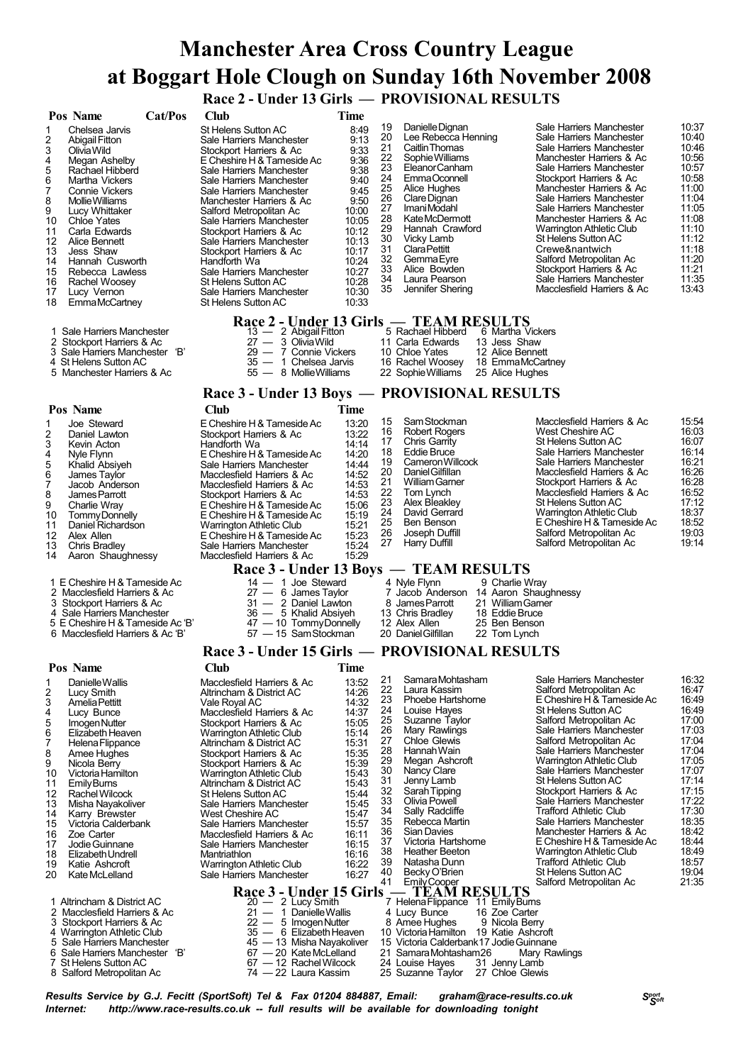# Manchester Area Cross Country League at Boggart Hole Clough on Sunday 16th November 2008

## Race 2 - Under 13 Girls — PROVISIONAL RESULTS

| Pos | Name | Cat/Pos | Club | Time |
|---|---|---|---|---|
| 1 | Chelsea Jarvis | | St Helens Sutton AC | 8:49 |
| 2 | Abigail Fitton | | Sale Harriers Manchester | 9:13 |
| 3 | Olivia Wild | | Stockport Harriers & Ac | 9:33 |
| 4 | Megan Ashelby | | E Cheshire H & Tameside Ac | 9:36 |
| 5 | Rachael Hibberd | | Sale Harriers Manchester | 9:38 |
| 6 | Martha Vickers | | Sale Harriers Manchester | 9:40 |
| 7 | Connie Vickers | | Sale Harriers Manchester | 9:45 |
| 8 | Mollie Williams | | Manchester Harriers & Ac | 9:50 |
| 9 | Lucy Whittaker | | Salford Metropolitan Ac | 10:00 |
| 10 | Chloe Yates | | Sale Harriers Manchester | 10:05 |
| 11 | Carla Edwards | | Stockport Harriers & Ac | 10:12 |
| 12 | Alice Bennett | | Sale Harriers Manchester | 10:13 |
| 13 | Jess Shaw | | Stockport Harriers & Ac | 10:17 |
| 14 | Hannah Cusworth | | Handforth Wa | 10:24 |
| 15 | Rebecca Lawless | | Sale Harriers Manchester | 10:27 |
| 16 | Rachel Woosey | | St Helens Sutton AC | 10:28 |
| 17 | Lucy Vernon | | Sale Harriers Manchester | 10:30 |
| 18 | Emma McCartney | | St Helens Sutton AC | 10:33 |
| 19 | Danielle Dignan | | Sale Harriers Manchester | 10:37 |
| 20 | Lee Rebecca Henning | | Sale Harriers Manchester | 10:40 |
| 21 | Caitlin Thomas | | Sale Harriers Manchester | 10:46 |
| 22 | Sophie Williams | | Manchester Harriers & Ac | 10:56 |
| 23 | Eleanor Canham | | Sale Harriers Manchester | 10:57 |
| 24 | Emma Oconnell | | Stockport Harriers & Ac | 10:58 |
| 25 | Alice Hughes | | Manchester Harriers & Ac | 11:00 |
| 26 | Clare Dignan | | Sale Harriers Manchester | 11:04 |
| 27 | Imani Modahl | | Sale Harriers Manchester | 11:05 |
| 28 | Kate McDermott | | Manchester Harriers & Ac | 11:08 |
| 29 | Hannah Crawford | | Warrington Athletic Club | 11:10 |
| 30 | Vicky Lamb | | St Helens Sutton AC | 11:12 |
| 31 | Clara Pettitt | | Crewe&nantwich | 11:18 |
| 32 | Gemma Eyre | | Salford Metropolitan Ac | 11:20 |
| 33 | Alice Bowden | | Stockport Harriers & Ac | 11:21 |
| 34 | Laura Pearson | | Sale Harriers Manchester | 11:35 |
| 35 | Jennifer Shering | | Macclesfield Harriers & Ac | 13:43 |

## Race 2 - Under 13 Girls — TEAM RESULTS

| Pos | Team | Points | Runners | | | |
|---|---|---|---|---|---|---|
| 1 | Sale Harriers Manchester | 13 | 2 Abigail Fitton | 5 Rachael Hibberd | 6 Martha Vickers | |
| 2 | Stockport Harriers & Ac | 27 | 3 Olivia Wild | 11 Carla Edwards | 13 Jess Shaw | |
| 3 | Sale Harriers Manchester 'B' | 29 | 7 Connie Vickers | 10 Chloe Yates | 12 Alice Bennett | |
| 4 | St Helens Sutton AC | 35 | 1 Chelsea Jarvis | 16 Rachel Woosey | 18 Emma McCartney | |
| 5 | Manchester Harriers & Ac | 55 | 8 Mollie Williams | 22 Sophie Williams | 25 Alice Hughes | |

## Race 3 - Under 13 Boys — PROVISIONAL RESULTS

| Pos | Name | Club | Time |
|---|---|---|---|
| 1 | Joe Steward | E Cheshire H & Tameside Ac | 13:20 |
| 2 | Daniel Lawton | Stockport Harriers & Ac | 13:22 |
| 3 | Kevin Acton | Handforth Wa | 14:14 |
| 4 | Nyle Flynn | E Cheshire H & Tameside Ac | 14:20 |
| 5 | Khalid Absiyeh | Sale Harriers Manchester | 14:44 |
| 6 | James Taylor | Macclesfield Harriers & Ac | 14:52 |
| 7 | Jacob Anderson | Macclesfield Harriers & Ac | 14:53 |
| 8 | James Parrott | Stockport Harriers & Ac | 14:53 |
| 9 | Charlie Wray | E Cheshire H & Tameside Ac | 15:06 |
| 10 | Tommy Donnelly | E Cheshire H & Tameside Ac | 15:19 |
| 11 | Daniel Richardson | Warrington Athletic Club | 15:21 |
| 12 | Alex Allen | E Cheshire H & Tameside Ac | 15:23 |
| 13 | Chris Bradley | Sale Harriers Manchester | 15:24 |
| 14 | Aaron Shaughnessy | Macclesfield Harriers & Ac | 15:29 |
| 15 | Sam Stockman | Macclesfield Harriers & Ac | 15:54 |
| 16 | Robert Rogers | West Cheshire AC | 16:03 |
| 17 | Chris Garrity | St Helens Sutton AC | 16:07 |
| 18 | Eddie Bruce | Sale Harriers Manchester | 16:14 |
| 19 | Cameron Willcock | Sale Harriers Manchester | 16:21 |
| 20 | Daniel Gilfillan | Macclesfield Harriers & Ac | 16:26 |
| 21 | William Garner | Stockport Harriers & Ac | 16:28 |
| 22 | Tom Lynch | Macclesfield Harriers & Ac | 16:52 |
| 23 | Alex Bleakley | St Helens Sutton AC | 17:12 |
| 24 | David Gerrard | Warrington Athletic Club | 18:37 |
| 25 | Ben Benson | E Cheshire H & Tameside Ac | 18:52 |
| 26 | Joseph Duffill | Salford Metropolitan Ac | 19:03 |
| 27 | Harry Duffill | Salford Metropolitan Ac | 19:14 |

## Race 3 - Under 13 Boys — TEAM RESULTS

| Pos | Team | Points | Runners | | |
|---|---|---|---|---|---|
| 1 | E Cheshire H & Tameside Ac | 14 | 1 Joe Steward | 4 Nyle Flynn | 9 Charlie Wray |
| 2 | Macclesfield Harriers & Ac | 27 | 6 James Taylor | 7 Jacob Anderson | 14 Aaron Shaughnessy |
| 3 | Stockport Harriers & Ac | 31 | 2 Daniel Lawton | 8 James Parrott | 21 William Garner |
| 4 | Sale Harriers Manchester | 36 | 5 Khalid Absiyeh | 13 Chris Bradley | 18 Eddie Bruce |
| 5 | E Cheshire H & Tameside Ac 'B' | 47 | 10 Tommy Donnelly | 12 Alex Allen | 25 Ben Benson |
| 6 | Macclesfield Harriers & Ac 'B' | 57 | 15 Sam Stockman | 20 Daniel Gilfillan | 22 Tom Lynch |

## Race 3 - Under 15 Girls — PROVISIONAL RESULTS

| Pos | Name | Club | Time |
|---|---|---|---|
| 1 | Danielle Wallis | Macclesfield Harriers & Ac | 13:52 |
| 2 | Lucy Smith | Altrincham & District AC | 14:26 |
| 3 | Amelia Pettitt | Vale Royal AC | 14:32 |
| 4 | Lucy Bunce | Macclesfield Harriers & Ac | 14:37 |
| 5 | Imogen Nutter | Stockport Harriers & Ac | 15:05 |
| 6 | Elizabeth Heaven | Warrington Athletic Club | 15:14 |
| 7 | Helena Flippance | Altrincham & District AC | 15:31 |
| 8 | Amee Hughes | Stockport Harriers & Ac | 15:35 |
| 9 | Nicola Berry | Stockport Harriers & Ac | 15:39 |
| 10 | Victoria Hamilton | Warrington Athletic Club | 15:43 |
| 11 | Emily Burns | Altrincham & District AC | 15:43 |
| 12 | Rachel Wilcock | St Helens Sutton AC | 15:44 |
| 13 | Misha Nayakoliver | Sale Harriers Manchester | 15:45 |
| 14 | Karry Brewster | West Cheshire AC | 15:47 |
| 15 | Victoria Calderbank | Sale Harriers Manchester | 15:57 |
| 16 | Zoe Carter | Macclesfield Harriers & Ac | 16:11 |
| 17 | Jodie Guinnane | Sale Harriers Manchester | 16:15 |
| 18 | Elizabeth Undrell | Mantriathlon | 16:16 |
| 19 | Katie Ashcroft | Warrington Athletic Club | 16:22 |
| 20 | Kate McLelland | Sale Harriers Manchester | 16:27 |
| 21 | Samara Mohtasham | Sale Harriers Manchester | 16:32 |
| 22 | Laura Kassim | Salford Metropolitan Ac | 16:47 |
| 23 | Phoebe Hartshorne | E Cheshire H & Tameside Ac | 16:49 |
| 24 | Louise Hayes | St Helens Sutton AC | 16:49 |
| 25 | Suzanne Taylor | Salford Metropolitan Ac | 17:00 |
| 26 | Mary Rawlings | Sale Harriers Manchester | 17:03 |
| 27 | Chloe Glewis | Salford Metropolitan Ac | 17:04 |
| 28 | Hannah Wain | Sale Harriers Manchester | 17:04 |
| 29 | Megan Ashcroft | Warrington Athletic Club | 17:05 |
| 30 | Nancy Clare | Sale Harriers Manchester | 17:07 |
| 31 | Jenny Lamb | St Helens Sutton AC | 17:14 |
| 32 | Sarah Tipping | Stockport Harriers & Ac | 17:15 |
| 33 | Olivia Powell | Sale Harriers Manchester | 17:22 |
| 34 | Sally Radcliffe | Trafford Athletic Club | 17:30 |
| 35 | Rebecca Martin | Sale Harriers Manchester | 18:35 |
| 36 | Sian Davies | Manchester Harriers & Ac | 18:42 |
| 37 | Victoria Hartshorne | E Cheshire H & Tameside Ac | 18:44 |
| 38 | Heather Beeton | Warrington Athletic Club | 18:49 |
| 39 | Natasha Dunn | Trafford Athletic Club | 18:57 |
| 40 | Becky O'Brien | St Helens Sutton AC | 19:04 |
| 41 | Emily Cooper | Salford Metropolitan Ac | 21:35 |

## Race 3 - Under 15 Girls — TEAM RESULTS

| Pos | Team | Points | Runners | | |
|---|---|---|---|---|---|
| 1 | Altrincham & District AC | 20 | 2 Lucy Smith | 7 Helena Flippance | 11 Emily Burns |
| 2 | Macclesfield Harriers & Ac | 21 | 1 Danielle Wallis | 4 Lucy Bunce | 16 Zoe Carter |
| 3 | Stockport Harriers & Ac | 22 | 5 Imogen Nutter | 8 Amee Hughes | 9 Nicola Berry |
| 4 | Warrington Athletic Club | 35 | 6 Elizabeth Heaven | 10 Victoria Hamilton | 19 Katie Ashcroft |
| 5 | Sale Harriers Manchester | 45 | 13 Misha Nayakoliver | 15 Victoria Calderbank | 17 Jodie Guinnane |
| 6 | Sale Harriers Manchester 'B' | 67 | 20 Kate McLelland | 21 Samara Mohtasham | 26 Mary Rawlings |
| 7 | St Helens Sutton AC | 67 | 12 Rachel Wilcock | 24 Louise Hayes | 31 Jenny Lamb |
| 8 | Salford Metropolitan Ac | 74 | 22 Laura Kassim | 25 Suzanne Taylor | 27 Chloe Glewis |

*Results Service by G.J. Fecitt (SportSoft) Tel & Fax 01204 884887, Email: graham@race-results.co.uk*
*Internet: http://www.race-results.co.uk -- full results will be available for downloading tonight*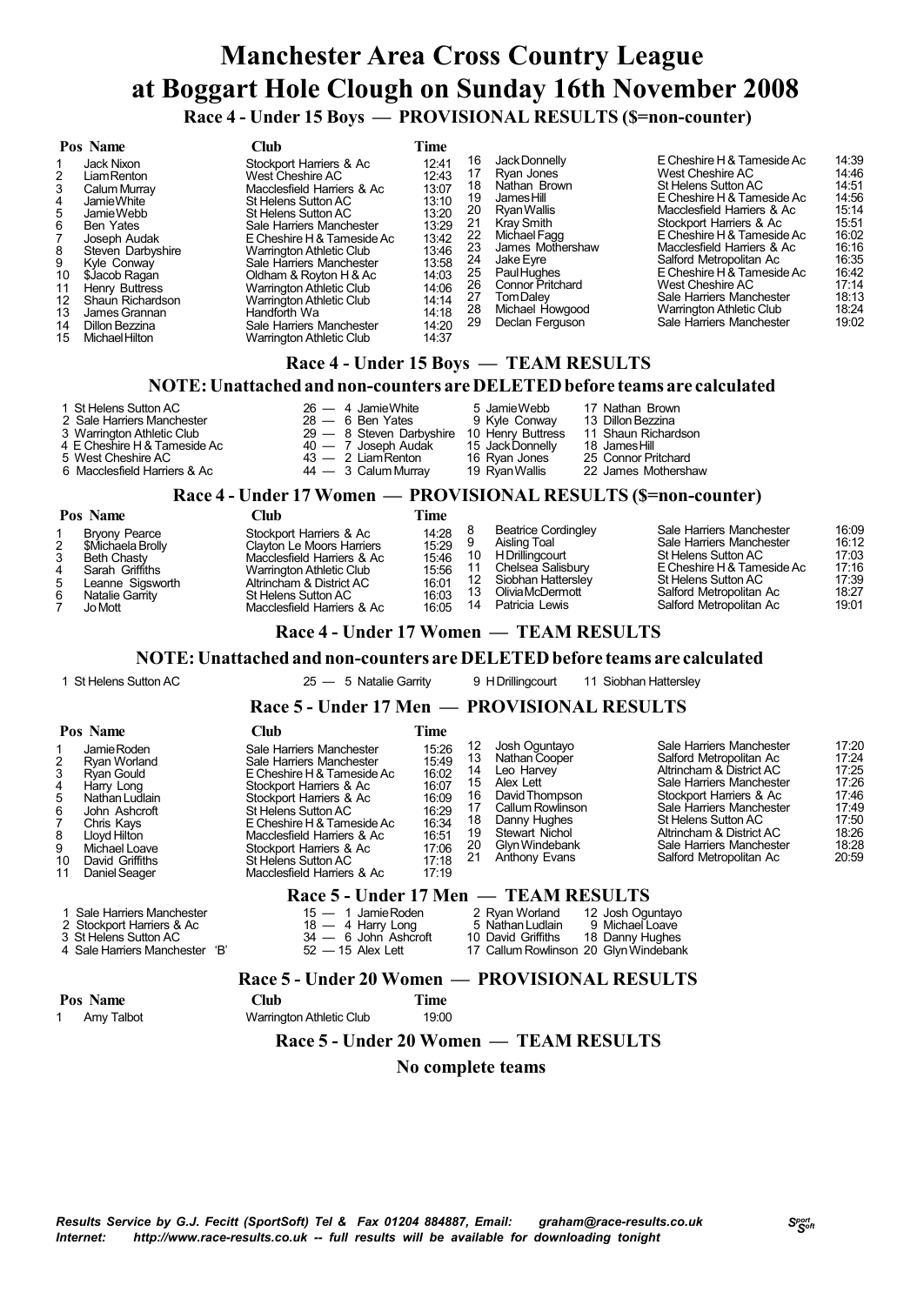# Manchester Area Cross Country League
# at Boggart Hole Clough on Sunday 16th November 2008

### Race 4 - Under 15 Boys — PROVISIONAL RESULTS ($=non-counter)

| Pos | Name | Club | Time |
|---|---|---|---|
| 1 | Jack Nixon | Stockport Harriers & Ac | 12:41 |
| 2 | Liam Renton | West Cheshire AC | 12:43 |
| 3 | Calum Murray | Macclesfield Harriers & Ac | 13:07 |
| 4 | Jamie White | St Helens Sutton AC | 13:10 |
| 5 | Jamie Webb | St Helens Sutton AC | 13:20 |
| 6 | Ben Yates | Sale Harriers Manchester | 13:29 |
| 7 | Joseph Audak | E Cheshire H & Tameside Ac | 13:42 |
| 8 | Steven Darbyshire | Warrington Athletic Club | 13:46 |
| 9 | Kyle Conway | Sale Harriers Manchester | 13:58 |
| 10 | $Jacob Ragan | Oldham & Royton H & Ac | 14:03 |
| 11 | Henry Buttress | Warrington Athletic Club | 14:06 |
| 12 | Shaun Richardson | Warrington Athletic Club | 14:14 |
| 13 | James Grannan | Handforth Wa | 14:18 |
| 14 | Dillon Bezzina | Sale Harriers Manchester | 14:20 |
| 15 | Michael Hilton | Warrington Athletic Club | 14:37 |
| 16 | Jack Donnelly | E Cheshire H & Tameside Ac | 14:39 |
| 17 | Ryan Jones | West Cheshire AC | 14:46 |
| 18 | Nathan Brown | St Helens Sutton AC | 14:51 |
| 19 | James Hill | E Cheshire H & Tameside Ac | 14:56 |
| 20 | Ryan Wallis | Macclesfield Harriers & Ac | 15:14 |
| 21 | Kray Smith | Stockport Harriers & Ac | 15:51 |
| 22 | Michael Fagg | E Cheshire H & Tameside Ac | 16:02 |
| 23 | James Mothershaw | Macclesfield Harriers & Ac | 16:16 |
| 24 | Jake Eyre | Salford Metropolitan Ac | 16:35 |
| 25 | Paul Hughes | E Cheshire H & Tameside Ac | 16:42 |
| 26 | Connor Pritchard | West Cheshire AC | 17:14 |
| 27 | Tom Daley | Sale Harriers Manchester | 18:13 |
| 28 | Michael Howgood | Warrington Athletic Club | 18:24 |
| 29 | Declan Ferguson | Sale Harriers Manchester | 19:02 |

### Race 4 - Under 15 Boys — TEAM RESULTS

**NOTE: Unattached and non-counters are DELETED before teams are calculated**

| Pos | Team | Points | | | |
|---|---|---|---|---|---|
| 1 | St Helens Sutton AC | 26 | 4 Jamie White | 5 Jamie Webb | 17 Nathan Brown |
| 2 | Sale Harriers Manchester | 28 | 6 Ben Yates | 9 Kyle Conway | 13 Dillon Bezzina |
| 3 | Warrington Athletic Club | 29 | 8 Steven Darbyshire | 10 Henry Buttress | 11 Shaun Richardson |
| 4 | E Cheshire H & Tameside Ac | 40 | 7 Joseph Audak | 15 Jack Donnelly | 18 James Hill |
| 5 | West Cheshire AC | 43 | 2 Liam Renton | 16 Ryan Jones | 25 Connor Pritchard |
| 6 | Macclesfield Harriers & Ac | 44 | 3 Calum Murray | 19 Ryan Wallis | 22 James Mothershaw |

### Race 4 - Under 17 Women — PROVISIONAL RESULTS ($=non-counter)

| Pos | Name | Club | Time |
|---|---|---|---|
| 1 | Bryony Pearce | Stockport Harriers & Ac | 14:28 |
| 2 | $Michaela Brolly | Clayton Le Moors Harriers | 15:29 |
| 3 | Beth Chasty | Macclesfield Harriers & Ac | 15:46 |
| 4 | Sarah Griffiths | Warrington Athletic Club | 15:56 |
| 5 | Leanne Sigsworth | Altrincham & District AC | 16:01 |
| 6 | Natalie Garrity | St Helens Sutton AC | 16:03 |
| 7 | Jo Mott | Macclesfield Harriers & Ac | 16:05 |
| 8 | Beatrice Cordingley | Sale Harriers Manchester | 16:09 |
| 9 | Aisling Toal | Sale Harriers Manchester | 16:12 |
| 10 | H Drillingcourt | St Helens Sutton AC | 17:03 |
| 11 | Chelsea Salisbury | E Cheshire H & Tameside Ac | 17:16 |
| 12 | Siobhan Hattersley | St Helens Sutton AC | 17:39 |
| 13 | Olivia McDermott | Salford Metropolitan Ac | 18:27 |
| 14 | Patricia Lewis | Salford Metropolitan Ac | 19:01 |

### Race 4 - Under 17 Women — TEAM RESULTS

**NOTE: Unattached and non-counters are DELETED before teams are calculated**

| Pos | Team | Points | | | |
|---|---|---|---|---|---|
| 1 | St Helens Sutton AC | 25 | 5 Natalie Garrity | 9 H Drillingcourt | 11 Siobhan Hattersley |

### Race 5 - Under 17 Men — PROVISIONAL RESULTS

| Pos | Name | Club | Time |
|---|---|---|---|
| 1 | Jamie Roden | Sale Harriers Manchester | 15:26 |
| 2 | Ryan Worland | Sale Harriers Manchester | 15:49 |
| 3 | Ryan Gould | E Cheshire H & Tameside Ac | 16:02 |
| 4 | Harry Long | Stockport Harriers & Ac | 16:07 |
| 5 | Nathan Ludlain | Stockport Harriers & Ac | 16:09 |
| 6 | John Ashcroft | St Helens Sutton AC | 16:29 |
| 7 | Chris Kays | E Cheshire H & Tameside Ac | 16:34 |
| 8 | Lloyd Hilton | Macclesfield Harriers & Ac | 16:51 |
| 9 | Michael Loave | Stockport Harriers & Ac | 17:06 |
| 10 | David Griffiths | St Helens Sutton AC | 17:18 |
| 11 | Daniel Seager | Macclesfield Harriers & Ac | 17:19 |
| 12 | Josh Oguntayo | Sale Harriers Manchester | 17:20 |
| 13 | Nathan Cooper | Salford Metropolitan Ac | 17:24 |
| 14 | Leo Harvey | Altrincham & District AC | 17:25 |
| 15 | Alex Lett | Sale Harriers Manchester | 17:26 |
| 16 | David Thompson | Stockport Harriers & Ac | 17:46 |
| 17 | Callum Rowlinson | Sale Harriers Manchester | 17:49 |
| 18 | Danny Hughes | St Helens Sutton AC | 17:50 |
| 19 | Stewart Nichol | Altrincham & District AC | 18:26 |
| 20 | Glyn Windebank | Sale Harriers Manchester | 18:28 |
| 21 | Anthony Evans | Salford Metropolitan Ac | 20:59 |

### Race 5 - Under 17 Men — TEAM RESULTS

| Pos | Team | Points | | | |
|---|---|---|---|---|---|
| 1 | Sale Harriers Manchester | 15 | 1 Jamie Roden | 2 Ryan Worland | 12 Josh Oguntayo |
| 2 | Stockport Harriers & Ac | 18 | 4 Harry Long | 5 Nathan Ludlain | 9 Michael Loave |
| 3 | St Helens Sutton AC | 34 | 6 John Ashcroft | 10 David Griffiths | 18 Danny Hughes |
| 4 | Sale Harriers Manchester 'B' | 52 | 15 Alex Lett | 17 Callum Rowlinson | 20 Glyn Windebank |

### Race 5 - Under 20 Women — PROVISIONAL RESULTS

| Pos | Name | Club | Time |
|---|---|---|---|
| 1 | Amy Talbot | Warrington Athletic Club | 19:00 |

### Race 5 - Under 20 Women — TEAM RESULTS

**No complete teams**

*Results Service by G.J. Fecitt (SportSoft) Tel & Fax 01204 884887, Email: graham@race-results.co.uk*
*Internet: http://www.race-results.co.uk -- full results will be available for downloading tonight*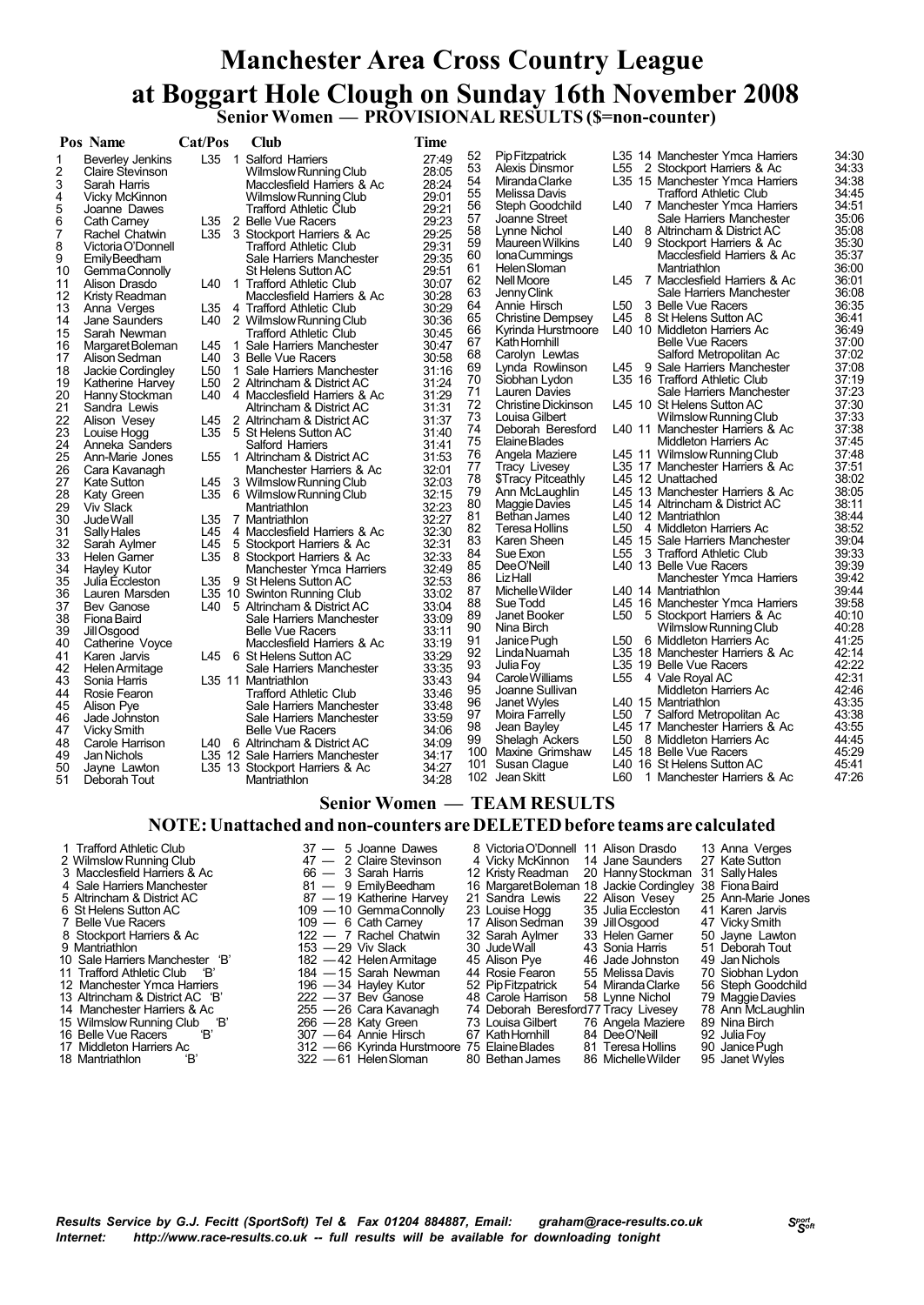# Manchester Area Cross Country League at Boggart Hole Clough on Sunday 16th November 2008

## Senior Women — PROVISIONAL RESULTS ($=non-counter)

| Pos | Name | Cat/Pos | Club | Time |
|---|---|---|---|---|
| 1 | Beverley Jenkins | L35 1 | Salford Harriers | 27:49 |
| 2 | Claire Stevinson | | Wilmslow Running Club | 28:05 |
| 3 | Sarah Harris | | Macclesfield Harriers & Ac | 28:24 |
| 4 | Vicky McKinnon | | Wilmslow Running Club | 29:01 |
| 5 | Joanne Dawes | | Trafford Athletic Club | 29:21 |
| 6 | Cath Carney | L35 2 | Belle Vue Racers | 29:23 |
| 7 | Rachel Chatwin | L35 3 | Stockport Harriers & Ac | 29:25 |
| 8 | Victoria O'Donnell | | Trafford Athletic Club | 29:31 |
| 9 | Emily Beedham | | Sale Harriers Manchester | 29:35 |
| 10 | Gemma Connolly | | St Helens Sutton AC | 29:51 |
| 11 | Alison Drasdo | L40 1 | Trafford Athletic Club | 30:07 |
| 12 | Kristy Readman | | Macclesfield Harriers & Ac | 30:28 |
| 13 | Anna Verges | L35 4 | Trafford Athletic Club | 30:29 |
| 14 | Jane Saunders | L40 2 | Wilmslow Running Club | 30:36 |
| 15 | Sarah Newman | | Trafford Athletic Club | 30:45 |
| 16 | Margaret Boleman | L45 1 | Sale Harriers Manchester | 30:47 |
| 17 | Alison Sedman | L40 3 | Belle Vue Racers | 30:58 |
| 18 | Jackie Cordingley | L50 1 | Sale Harriers Manchester | 31:16 |
| 19 | Katherine Harvey | L50 2 | Altrincham & District AC | 31:24 |
| 20 | Hanny Stockman | L40 4 | Macclesfield Harriers & Ac | 31:29 |
| 21 | Sandra Lewis | | Altrincham & District AC | 31:31 |
| 22 | Alison Vesey | L45 2 | Altrincham & District AC | 31:37 |
| 23 | Louise Hogg | L35 5 | St Helens Sutton AC | 31:40 |
| 24 | Anneka Sanders | | Salford Harriers | 31:41 |
| 25 | Ann-Marie Jones | L55 1 | Altrincham & District AC | 31:53 |
| 26 | Cara Kavanagh | | Manchester Harriers & Ac | 32:01 |
| 27 | Kate Sutton | L45 3 | Wilmslow Running Club | 32:03 |
| 28 | Katy Green | L35 6 | Wilmslow Running Club | 32:15 |
| 29 | Viv Slack | | Mantriathlon | 32:23 |
| 30 | Jude Wall | L35 7 | Mantriathlon | 32:27 |
| 31 | Sally Hales | L45 4 | Macclesfield Harriers & Ac | 32:30 |
| 32 | Sarah Aylmer | L45 5 | Stockport Harriers & Ac | 32:31 |
| 33 | Helen Garner | L35 8 | Stockport Harriers & Ac | 32:33 |
| 34 | Hayley Kutor | | Manchester Ymca Harriers | 32:49 |
| 35 | Julia Eccleston | L35 9 | St Helens Sutton AC | 32:53 |
| 36 | Lauren Marsden | L35 10 | Swinton Running Club | 33:02 |
| 37 | Bev Ganose | L40 5 | Altrincham & District AC | 33:04 |
| 38 | Fiona Baird | | Sale Harriers Manchester | 33:09 |
| 39 | Jill Osgood | | Belle Vue Racers | 33:11 |
| 40 | Catherine Voyce | | Macclesfield Harriers & Ac | 33:19 |
| 41 | Karen Jarvis | L45 6 | St Helens Sutton AC | 33:29 |
| 42 | Helen Armitage | | Sale Harriers Manchester | 33:35 |
| 43 | Sonia Harris | L35 11 | Mantriathlon | 33:43 |
| 44 | Rosie Fearon | | Trafford Athletic Club | 33:46 |
| 45 | Alison Pye | | Sale Harriers Manchester | 33:48 |
| 46 | Jade Johnston | | Sale Harriers Manchester | 33:59 |
| 47 | Vicky Smith | | Belle Vue Racers | 34:06 |
| 48 | Carole Harrison | L40 6 | Altrincham & District AC | 34:09 |
| 49 | Jan Nichols | L35 12 | Sale Harriers Manchester | 34:17 |
| 50 | Jayne Lawton | L35 13 | Stockport Harriers & Ac | 34:27 |
| 51 | Deborah Tout | | Mantriathlon | 34:28 |
| 52 | Pip Fitzpatrick | L35 14 | Manchester Ymca Harriers | 34:30 |
| 53 | Alexis Dinsmor | L55 2 | Stockport Harriers & Ac | 34:33 |
| 54 | Miranda Clarke | L35 15 | Manchester Ymca Harriers | 34:38 |
| 55 | Melissa Davis | | Trafford Athletic Club | 34:45 |
| 56 | Steph Goodchild | L40 7 | Manchester Ymca Harriers | 34:51 |
| 57 | Joanne Street | | Sale Harriers Manchester | 35:06 |
| 58 | Lynne Nichol | L40 8 | Altrincham & District AC | 35:08 |
| 59 | Maureen Wilkins | L40 9 | Stockport Harriers & Ac | 35:30 |
| 60 | Iona Cummings | | Macclesfield Harriers & Ac | 35:37 |
| 61 | Helen Sloman | | Mantriathlon | 36:00 |
| 62 | Nell Moore | L45 7 | Macclesfield Harriers & Ac | 36:01 |
| 63 | Jenny Clink | | Sale Harriers Manchester | 36:08 |
| 64 | Annie Hirsch | L50 3 | Belle Vue Racers | 36:35 |
| 65 | Christine Dempsey | L45 8 | St Helens Sutton AC | 36:41 |
| 66 | Kyrinda Hurstmoore | L40 10 | Middleton Harriers Ac | 36:49 |
| 67 | Kath Hornhill | | Belle Vue Racers | 37:00 |
| 68 | Carolyn Lewtas | | Salford Metropolitan Ac | 37:02 |
| 69 | Lynda Rowlinson | L45 9 | Sale Harriers Manchester | 37:08 |
| 70 | Siobhan Lydon | L35 16 | Trafford Athletic Club | 37:19 |
| 71 | Lauren Davies | | Sale Harriers Manchester | 37:23 |
| 72 | Christine Dickinson | L45 10 | St Helens Sutton AC | 37:30 |
| 73 | Louisa Gilbert | | Wilmslow Running Club | 37:33 |
| 74 | Deborah Beresford | L40 11 | Manchester Harriers & Ac | 37:38 |
| 75 | Elaine Blades | | Middleton Harriers Ac | 37:45 |
| 76 | Angela Maziere | L45 11 | Wilmslow Running Club | 37:48 |
| 77 | Tracy Livesey | L35 17 | Manchester Harriers & Ac | 37:51 |
| 78 | $Tracy Pitceathly | L45 12 | Unattached | 38:02 |
| 79 | Ann McLaughlin | L45 13 | Manchester Harriers & Ac | 38:05 |
| 80 | Maggie Davies | L45 14 | Altrincham & District AC | 38:11 |
| 81 | Bethan James | L40 12 | Mantriathlon | 38:44 |
| 82 | Teresa Hollins | L50 4 | Middleton Harriers Ac | 38:52 |
| 83 | Karen Sheen | L45 15 | Sale Harriers Manchester | 39:04 |
| 84 | Sue Exon | L55 3 | Trafford Athletic Club | 39:33 |
| 85 | Dee O'Neill | L40 13 | Belle Vue Racers | 39:39 |
| 86 | Liz Hall | | Manchester Ymca Harriers | 39:42 |
| 87 | Michelle Wilder | L40 14 | Mantriathlon | 39:44 |
| 88 | Sue Todd | L45 16 | Manchester Ymca Harriers | 39:58 |
| 89 | Janet Booker | L50 5 | Stockport Harriers & Ac | 40:10 |
| 90 | Nina Birch | | Wilmslow Running Club | 40:28 |
| 91 | Janice Pugh | L50 6 | Middleton Harriers Ac | 41:25 |
| 92 | Linda Nuamah | L35 18 | Manchester Harriers & Ac | 42:14 |
| 93 | Julia Foy | L35 19 | Belle Vue Racers | 42:22 |
| 94 | Carole Williams | L55 4 | Vale Royal AC | 42:31 |
| 95 | Joanne Sullivan | | Middleton Harriers Ac | 42:46 |
| 96 | Janet Wyles | L40 15 | Mantriathlon | 43:35 |
| 97 | Moira Farrelly | L50 7 | Salford Metropolitan Ac | 43:38 |
| 98 | Jean Bayley | L45 17 | Manchester Harriers & Ac | 43:55 |
| 99 | Shelagh Ackers | L50 8 | Middleton Harriers Ac | 44:45 |
| 100 | Maxine Grimshaw | L45 18 | Belle Vue Racers | 45:29 |
| 101 | Susan Clague | L40 16 | St Helens Sutton AC | 45:41 |
| 102 | Jean Skitt | L60 1 | Manchester Harriers & Ac | 47:26 |

## Senior Women — TEAM RESULTS

### NOTE: Unattached and non-counters are DELETED before teams are calculated

| Pos | Team | Points | 1 | 2 | 3 | 4 |
|---|---|---|---|---|---|---|
| 1 | Trafford Athletic Club | 37 | 5 Joanne Dawes | 8 Victoria O'Donnell | 11 Alison Drasdo | 13 Anna Verges |
| 2 | Wilmslow Running Club | 47 | 2 Claire Stevinson | 4 Vicky McKinnon | 14 Jane Saunders | 27 Kate Sutton |
| 3 | Macclesfield Harriers & Ac | 66 | 3 Sarah Harris | 12 Kristy Readman | 20 Hanny Stockman | 31 Sally Hales |
| 4 | Sale Harriers Manchester | 81 | 9 Emily Beedham | 16 Margaret Boleman | 18 Jackie Cordingley | 38 Fiona Baird |
| 5 | Altrincham & District AC | 87 | 19 Katherine Harvey | 21 Sandra Lewis | 22 Alison Vesey | 25 Ann-Marie Jones |
| 6 | St Helens Sutton AC | 109 | 10 Gemma Connolly | 23 Louise Hogg | 35 Julia Eccleston | 41 Karen Jarvis |
| 7 | Belle Vue Racers | 109 | 6 Cath Carney | 17 Alison Sedman | 39 Jill Osgood | 47 Vicky Smith |
| 8 | Stockport Harriers & Ac | 122 | 7 Rachel Chatwin | 32 Sarah Aylmer | 33 Helen Garner | 50 Jayne Lawton |
| 9 | Mantriathlon | 153 | 29 Viv Slack | 30 Jude Wall | 43 Sonia Harris | 51 Deborah Tout |
| 10 | Sale Harriers Manchester 'B' | 182 | 42 Helen Armitage | 45 Alison Pye | 46 Jade Johnston | 49 Jan Nichols |
| 11 | Trafford Athletic Club 'B' | 184 | 15 Sarah Newman | 44 Rosie Fearon | 55 Melissa Davis | 70 Siobhan Lydon |
| 12 | Manchester Ymca Harriers | 196 | 34 Hayley Kutor | 52 Pip Fitzpatrick | 54 Miranda Clarke | 56 Steph Goodchild |
| 13 | Altrincham & District AC 'B' | 222 | 37 Bev Ganose | 48 Carole Harrison | 58 Lynne Nichol | 79 Maggie Davies |
| 14 | Manchester Harriers & Ac | 255 | 26 Cara Kavanagh | 74 Deborah Beresford | 77 Tracy Livesey | 78 Ann McLaughlin |
| 15 | Wilmslow Running Club 'B' | 266 | 28 Katy Green | 73 Louisa Gilbert | 76 Angela Maziere | 89 Nina Birch |
| 16 | Belle Vue Racers 'B' | 307 | 64 Annie Hirsch | 67 Kath Hornhill | 84 Dee O'Neill | 92 Julia Foy |
| 17 | Middleton Harriers Ac | 312 | 66 Kyrinda Hurstmoore | 75 Elaine Blades | 81 Teresa Hollins | 90 Janice Pugh |
| 18 | Mantriathlon 'B' | 322 | 61 Helen Sloman | 80 Bethan James | 86 Michelle Wilder | 95 Janet Wyles |

*Results Service by G.J. Fecitt (SportSoft) Tel & Fax 01204 884887, Email: graham@race-results.co.uk*
*Internet: http://www.race-results.co.uk -- full results will be available for downloading tonight*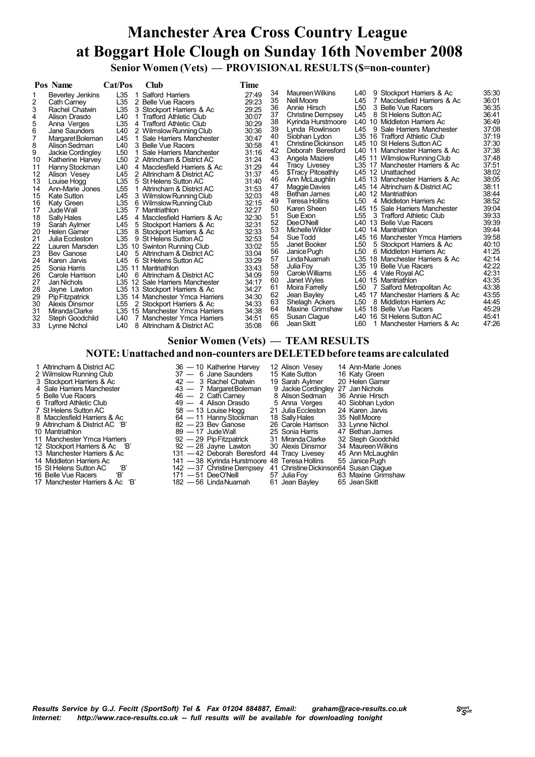# Manchester Area Cross Country League at Boggart Hole Clough on Sunday 16th November 2008

## Senior Women (Vets) — PROVISIONAL RESULTS ($=non-counter)

| Pos | Name | Cat/Pos | Club | Time |
|---|---|---|---|---|
| 1 | Beverley Jenkins | L35 1 | Salford Harriers | 27:49 |
| 2 | Cath Carney | L35 2 | Belle Vue Racers | 29:23 |
| 3 | Rachel Chatwin | L35 3 | Stockport Harriers & Ac | 29:25 |
| 4 | Alison Drasdo | L40 1 | Trafford Athletic Club | 30:07 |
| 5 | Anna Verges | L35 4 | Trafford Athletic Club | 30:29 |
| 6 | Jane Saunders | L40 2 | Wilmslow Running Club | 30:36 |
| 7 | Margaret Boleman | L45 1 | Sale Harriers Manchester | 30:47 |
| 8 | Alison Sedman | L40 3 | Belle Vue Racers | 30:58 |
| 9 | Jackie Cordingley | L50 1 | Sale Harriers Manchester | 31:16 |
| 10 | Katherine Harvey | L50 2 | Altrincham & District AC | 31:24 |
| 11 | Hanny Stockman | L40 4 | Macclesfield Harriers & Ac | 31:29 |
| 12 | Alison Vesey | L45 2 | Altrincham & District AC | 31:37 |
| 13 | Louise Hogg | L35 5 | St Helens Sutton AC | 31:40 |
| 14 | Ann-Marie Jones | L55 1 | Altrincham & District AC | 31:53 |
| 15 | Kate Sutton | L45 3 | Wilmslow Running Club | 32:03 |
| 16 | Katy Green | L35 6 | Wilmslow Running Club | 32:15 |
| 17 | Jude Wall | L35 7 | Mantriathlon | 32:27 |
| 18 | Sally Hales | L45 4 | Macclesfield Harriers & Ac | 32:30 |
| 19 | Sarah Aylmer | L45 5 | Stockport Harriers & Ac | 32:31 |
| 20 | Helen Garner | L35 8 | Stockport Harriers & Ac | 32:33 |
| 21 | Julia Eccleston | L35 9 | St Helens Sutton AC | 32:53 |
| 22 | Lauren Marsden | L35 10 | Swinton Running Club | 33:02 |
| 23 | Bev Ganose | L40 5 | Altrincham & District AC | 33:04 |
| 24 | Karen Jarvis | L45 6 | St Helens Sutton AC | 33:29 |
| 25 | Sonia Harris | L35 11 | Mantriathlon | 33:43 |
| 26 | Carole Harrison | L40 6 | Altrincham & District AC | 34:09 |
| 27 | Jan Nichols | L35 12 | Sale Harriers Manchester | 34:17 |
| 28 | Jayne Lawton | L35 13 | Stockport Harriers & Ac | 34:27 |
| 29 | Pip Fitzpatrick | L35 14 | Manchester Ymca Harriers | 34:30 |
| 30 | Alexis Dinsmor | L55 2 | Stockport Harriers & Ac | 34:33 |
| 31 | Miranda Clarke | L35 15 | Manchester Ymca Harriers | 34:38 |
| 32 | Steph Goodchild | L40 7 | Manchester Ymca Harriers | 34:51 |
| 33 | Lynne Nichol | L40 8 | Altrincham & District AC | 35:08 |
| 34 | Maureen Wilkins | L40 9 | Stockport Harriers & Ac | 35:30 |
| 35 | Nell Moore | L45 7 | Macclesfield Harriers & Ac | 36:01 |
| 36 | Annie Hirsch | L50 3 | Belle Vue Racers | 36:35 |
| 37 | Christine Dempsey | L45 8 | St Helens Sutton AC | 36:41 |
| 38 | Kyrinda Hurstmoore | L40 10 | Middleton Harriers Ac | 36:49 |
| 39 | Lynda Rowlinson | L45 9 | Sale Harriers Manchester | 37:08 |
| 40 | Siobhan Lydon | L35 16 | Trafford Athletic Club | 37:19 |
| 41 | Christine Dickinson | L45 10 | St Helens Sutton AC | 37:30 |
| 42 | Deborah Beresford | L40 11 | Manchester Harriers & Ac | 37:38 |
| 43 | Angela Maziere | L45 11 | Wilmslow Running Club | 37:48 |
| 44 | Tracy Livesey | L35 17 | Manchester Harriers & Ac | 37:51 |
| 45 | $Tracy Pitceathly | L45 12 | Unattached | 38:02 |
| 46 | Ann McLaughlin | L45 13 | Manchester Harriers & Ac | 38:05 |
| 47 | Maggie Davies | L45 14 | Altrincham & District AC | 38:11 |
| 48 | Bethan James | L40 12 | Mantriathlon | 38:44 |
| 49 | Teresa Hollins | L50 4 | Middleton Harriers Ac | 38:52 |
| 50 | Karen Sheen | L45 15 | Sale Harriers Manchester | 39:04 |
| 51 | Sue Exon | L55 3 | Trafford Athletic Club | 39:33 |
| 52 | Dee O'Neill | L40 13 | Belle Vue Racers | 39:39 |
| 53 | Michelle Wilder | L40 14 | Mantriathlon | 39:44 |
| 54 | Sue Todd | L45 16 | Manchester Ymca Harriers | 39:58 |
| 55 | Janet Booker | L50 5 | Stockport Harriers & Ac | 40:10 |
| 56 | Janice Pugh | L50 6 | Middleton Harriers Ac | 41:25 |
| 57 | Linda Nuamah | L35 18 | Manchester Harriers & Ac | 42:14 |
| 58 | Julia Foy | L35 19 | Belle Vue Racers | 42:22 |
| 59 | Carole Williams | L55 4 | Vale Royal AC | 42:31 |
| 60 | Janet Wyles | L40 15 | Mantriathlon | 43:35 |
| 61 | Moira Farrelly | L50 7 | Salford Metropolitan Ac | 43:38 |
| 62 | Jean Bayley | L45 17 | Manchester Harriers & Ac | 43:55 |
| 63 | Shelagh Ackers | L50 8 | Middleton Harriers Ac | 44:45 |
| 64 | Maxine Grimshaw | L45 18 | Belle Vue Racers | 45:29 |
| 65 | Susan Clague | L40 16 | St Helens Sutton AC | 45:41 |
| 66 | Jean Skitt | L60 1 | Manchester Harriers & Ac | 47:26 |

## Senior Women (Vets) — TEAM RESULTS

### NOTE: Unattached and non-counters are DELETED before teams are calculated

| Pos | Team | Points | Runner 1 | Runner 2 | Runner 3 | Runner 4 |
|---|---|---|---|---|---|---|
| 1 | Altrincham & District AC | 36 | 10 Katherine Harvey | 12 Alison Vesey | 14 Ann-Marie Jones | |
| 2 | Wilmslow Running Club | 37 | 6 Jane Saunders | 15 Kate Sutton | 16 Katy Green | |
| 3 | Stockport Harriers & Ac | 42 | 3 Rachel Chatwin | 19 Sarah Aylmer | 20 Helen Garner | |
| 4 | Sale Harriers Manchester | 43 | 7 Margaret Boleman | 9 Jackie Cordingley | 27 Jan Nichols | |
| 5 | Belle Vue Racers | 46 | 2 Cath Carney | 8 Alison Sedman | 36 Annie Hirsch | |
| 6 | Trafford Athletic Club | 49 | 4 Alison Drasdo | 5 Anna Verges | 40 Siobhan Lydon | |
| 7 | St Helens Sutton AC | 58 | 13 Louise Hogg | 21 Julia Eccleston | 24 Karen Jarvis | |
| 8 | Macclesfield Harriers & Ac | 64 | 11 Hanny Stockman | 18 Sally Hales | 35 Nell Moore | |
| 9 | Altrincham & District AC 'B' | 82 | 23 Bev Ganose | 26 Carole Harrison | 33 Lynne Nichol | |
| 10 | Mantriathlon | 89 | 17 Jude Wall | 25 Sonia Harris | 47 Bethan James | |
| 11 | Manchester Ymca Harriers | 92 | 29 Pip Fitzpatrick | 31 Miranda Clarke | 32 Steph Goodchild | |
| 12 | Stockport Harriers & Ac 'B' | 92 | 28 Jayne Lawton | 30 Alexis Dinsmor | 34 Maureen Wilkins | |
| 13 | Manchester Harriers & Ac | 131 | 42 Deborah Beresford | 44 Tracy Livesey | 45 Ann McLaughlin | |
| 14 | Middleton Harriers Ac | 141 | 38 Kyrinda Hurstmoore | 48 Teresa Hollins | 55 Janice Pugh | |
| 15 | St Helens Sutton AC 'B' | 142 | 37 Christine Dempsey | 41 Christine Dickinson | 64 Susan Clague | |
| 16 | Belle Vue Racers 'B' | 171 | 51 Dee O'Neill | 57 Julia Foy | 63 Maxine Grimshaw | |
| 17 | Manchester Harriers & Ac 'B' | 182 | 56 Linda Nuamah | 61 Jean Bayley | 65 Jean Skitt | |

*Results Service by G.J. Fecitt (SportSoft) Tel & Fax 01204 884887, Email: graham@race-results.co.uk*
*Internet: http://www.race-results.co.uk -- full results will be available for downloading tonight*